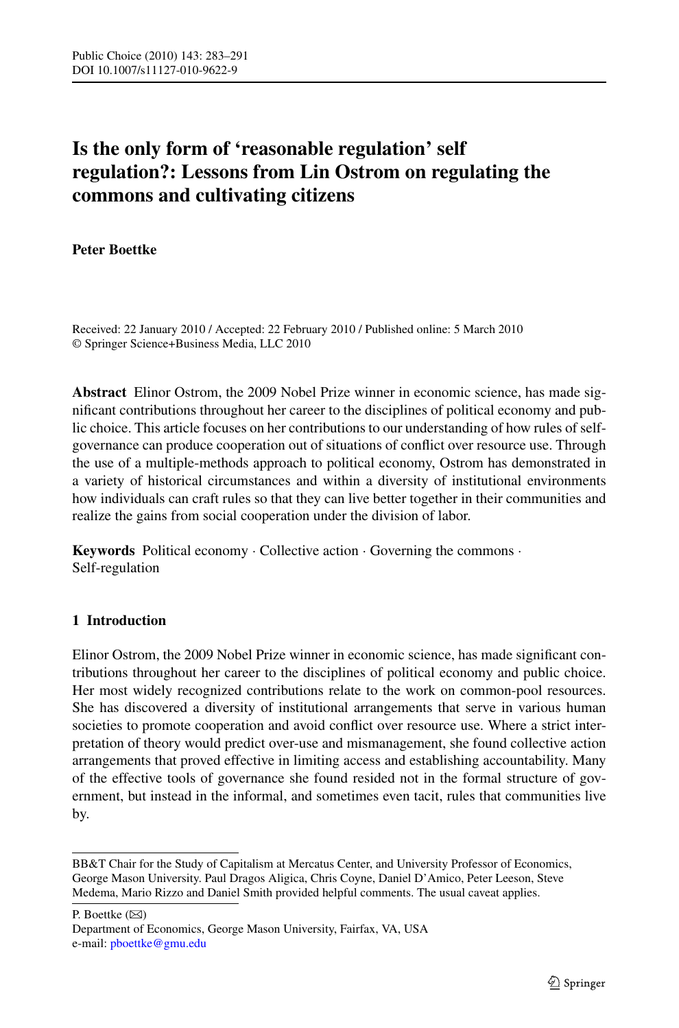# Is the only form of 'reasonable regulation' self regulation?: Lessons from Lin Ostrom on regulating the commons and cultivating citizens

**Peter Boettke**

Received: 22 January 2010 / Accepted: 22 February 2010 / Published online: 5 March 2010
© Springer Science+Business Media, LLC 2010

**Abstract** Elinor Ostrom, the 2009 Nobel Prize winner in economic science, has made significant contributions throughout her career to the disciplines of political economy and public choice. This article focuses on her contributions to our understanding of how rules of self-governance can produce cooperation out of situations of conflict over resource use. Through the use of a multiple-methods approach to political economy, Ostrom has demonstrated in a variety of historical circumstances and within a diversity of institutional environments how individuals can craft rules so that they can live better together in their communities and realize the gains from social cooperation under the division of labor.

**Keywords** Political economy · Collective action · Governing the commons · Self-regulation

## 1 Introduction

Elinor Ostrom, the 2009 Nobel Prize winner in economic science, has made significant contributions throughout her career to the disciplines of political economy and public choice. Her most widely recognized contributions relate to the work on common-pool resources. She has discovered a diversity of institutional arrangements that serve in various human societies to promote cooperation and avoid conflict over resource use. Where a strict interpretation of theory would predict over-use and mismanagement, she found collective action arrangements that proved effective in limiting access and establishing accountability. Many of the effective tools of governance she found resided not in the formal structure of government, but instead in the informal, and sometimes even tacit, rules that communities live by.

---

BB&T Chair for the Study of Capitalism at Mercatus Center, and University Professor of Economics, George Mason University. Paul Dragos Aligica, Chris Coyne, Daniel D'Amico, Peter Leeson, Steve Medema, Mario Rizzo and Daniel Smith provided helpful comments. The usual caveat applies.

P. Boettke (✉)
Department of Economics, George Mason University, Fairfax, VA, USA
e-mail: pboettke@gmu.edu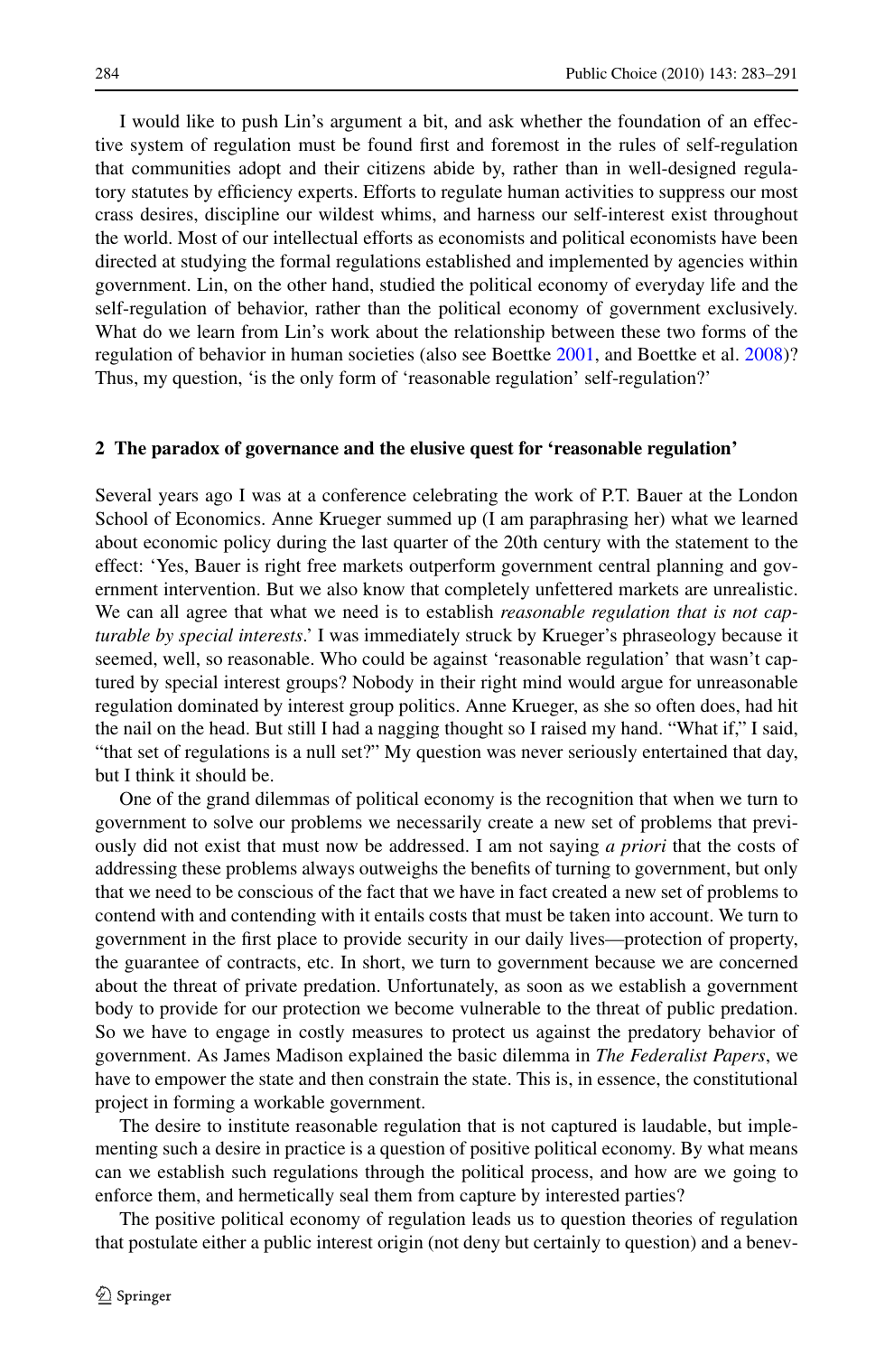I would like to push Lin's argument a bit, and ask whether the foundation of an effective system of regulation must be found first and foremost in the rules of self-regulation that communities adopt and their citizens abide by, rather than in well-designed regulatory statutes by efficiency experts. Efforts to regulate human activities to suppress our most crass desires, discipline our wildest whims, and harness our self-interest exist throughout the world. Most of our intellectual efforts as economists and political economists have been directed at studying the formal regulations established and implemented by agencies within government. Lin, on the other hand, studied the political economy of everyday life and the self-regulation of behavior, rather than the political economy of government exclusively. What do we learn from Lin's work about the relationship between these two forms of the regulation of behavior in human societies (also see Boettke 2001, and Boettke et al. 2008)? Thus, my question, 'is the only form of 'reasonable regulation' self-regulation?'

## 2 The paradox of governance and the elusive quest for 'reasonable regulation'

Several years ago I was at a conference celebrating the work of P.T. Bauer at the London School of Economics. Anne Krueger summed up (I am paraphrasing her) what we learned about economic policy during the last quarter of the 20th century with the statement to the effect: 'Yes, Bauer is right free markets outperform government central planning and government intervention. But we also know that completely unfettered markets are unrealistic. We can all agree that what we need is to establish *reasonable regulation that is not capturable by special interests*.' I was immediately struck by Krueger's phraseology because it seemed, well, so reasonable. Who could be against 'reasonable regulation' that wasn't captured by special interest groups? Nobody in their right mind would argue for unreasonable regulation dominated by interest group politics. Anne Krueger, as she so often does, had hit the nail on the head. But still I had a nagging thought so I raised my hand. "What if," I said, "that set of regulations is a null set?" My question was never seriously entertained that day, but I think it should be.

One of the grand dilemmas of political economy is the recognition that when we turn to government to solve our problems we necessarily create a new set of problems that previously did not exist that must now be addressed. I am not saying *a priori* that the costs of addressing these problems always outweighs the benefits of turning to government, but only that we need to be conscious of the fact that we have in fact created a new set of problems to contend with and contending with it entails costs that must be taken into account. We turn to government in the first place to provide security in our daily lives—protection of property, the guarantee of contracts, etc. In short, we turn to government because we are concerned about the threat of private predation. Unfortunately, as soon as we establish a government body to provide for our protection we become vulnerable to the threat of public predation. So we have to engage in costly measures to protect us against the predatory behavior of government. As James Madison explained the basic dilemma in *The Federalist Papers*, we have to empower the state and then constrain the state. This is, in essence, the constitutional project in forming a workable government.

The desire to institute reasonable regulation that is not captured is laudable, but implementing such a desire in practice is a question of positive political economy. By what means can we establish such regulations through the political process, and how are we going to enforce them, and hermetically seal them from capture by interested parties?

The positive political economy of regulation leads us to question theories of regulation that postulate either a public interest origin (not deny but certainly to question) and a benev-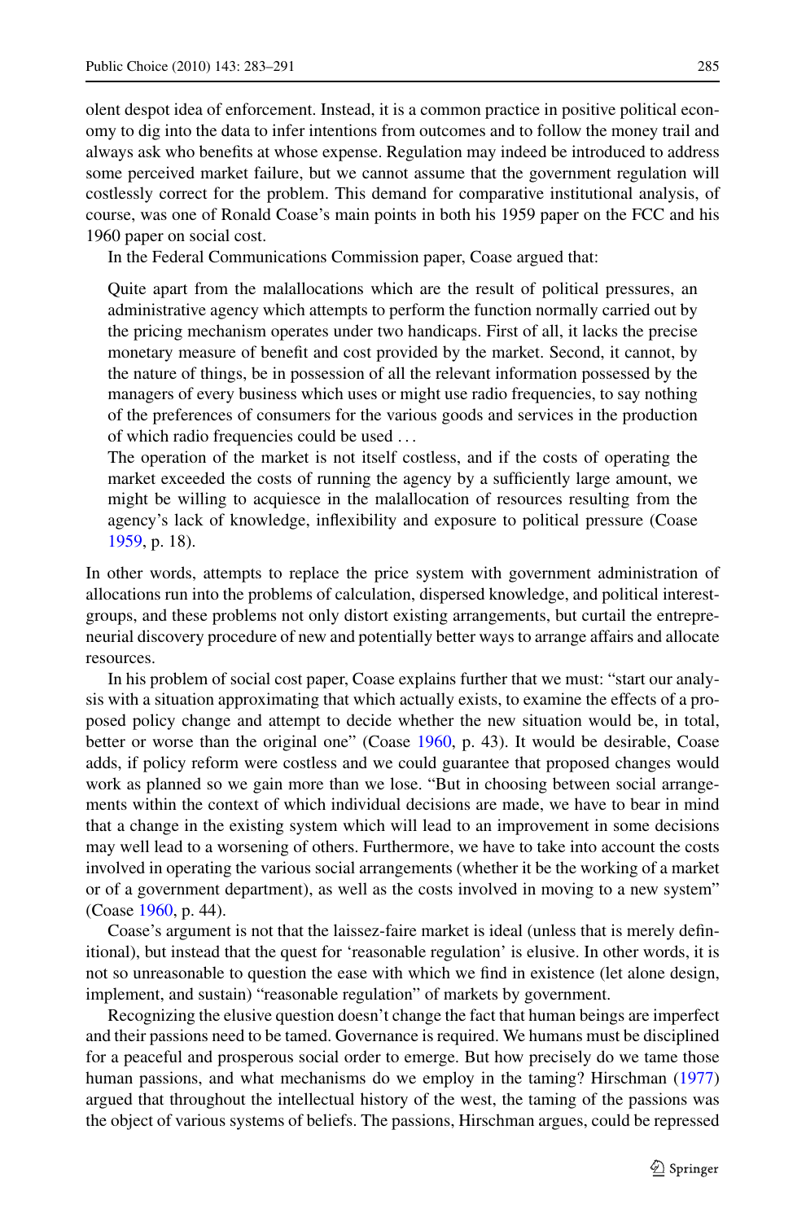olent despot idea of enforcement. Instead, it is a common practice in positive political economy to dig into the data to infer intentions from outcomes and to follow the money trail and always ask who benefits at whose expense. Regulation may indeed be introduced to address some perceived market failure, but we cannot assume that the government regulation will costlessly correct for the problem. This demand for comparative institutional analysis, of course, was one of Ronald Coase's main points in both his 1959 paper on the FCC and his 1960 paper on social cost.

In the Federal Communications Commission paper, Coase argued that:

> Quite apart from the malallocations which are the result of political pressures, an administrative agency which attempts to perform the function normally carried out by the pricing mechanism operates under two handicaps. First of all, it lacks the precise monetary measure of benefit and cost provided by the market. Second, it cannot, by the nature of things, be in possession of all the relevant information possessed by the managers of every business which uses or might use radio frequencies, to say nothing of the preferences of consumers for the various goods and services in the production of which radio frequencies could be used ...
>
> The operation of the market is not itself costless, and if the costs of operating the market exceeded the costs of running the agency by a sufficiently large amount, we might be willing to acquiesce in the malallocation of resources resulting from the agency's lack of knowledge, inflexibility and exposure to political pressure (Coase 1959, p. 18).

In other words, attempts to replace the price system with government administration of allocations run into the problems of calculation, dispersed knowledge, and political interest-groups, and these problems not only distort existing arrangements, but curtail the entrepreneurial discovery procedure of new and potentially better ways to arrange affairs and allocate resources.

In his problem of social cost paper, Coase explains further that we must: "start our analysis with a situation approximating that which actually exists, to examine the effects of a proposed policy change and attempt to decide whether the new situation would be, in total, better or worse than the original one" (Coase 1960, p. 43). It would be desirable, Coase adds, if policy reform were costless and we could guarantee that proposed changes would work as planned so we gain more than we lose. "But in choosing between social arrangements within the context of which individual decisions are made, we have to bear in mind that a change in the existing system which will lead to an improvement in some decisions may well lead to a worsening of others. Furthermore, we have to take into account the costs involved in operating the various social arrangements (whether it be the working of a market or of a government department), as well as the costs involved in moving to a new system" (Coase 1960, p. 44).

Coase's argument is not that the laissez-faire market is ideal (unless that is merely definitional), but instead that the quest for 'reasonable regulation' is elusive. In other words, it is not so unreasonable to question the ease with which we find in existence (let alone design, implement, and sustain) "reasonable regulation" of markets by government.

Recognizing the elusive question doesn't change the fact that human beings are imperfect and their passions need to be tamed. Governance is required. We humans must be disciplined for a peaceful and prosperous social order to emerge. But how precisely do we tame those human passions, and what mechanisms do we employ in the taming? Hirschman (1977) argued that throughout the intellectual history of the west, the taming of the passions was the object of various systems of beliefs. The passions, Hirschman argues, could be repressed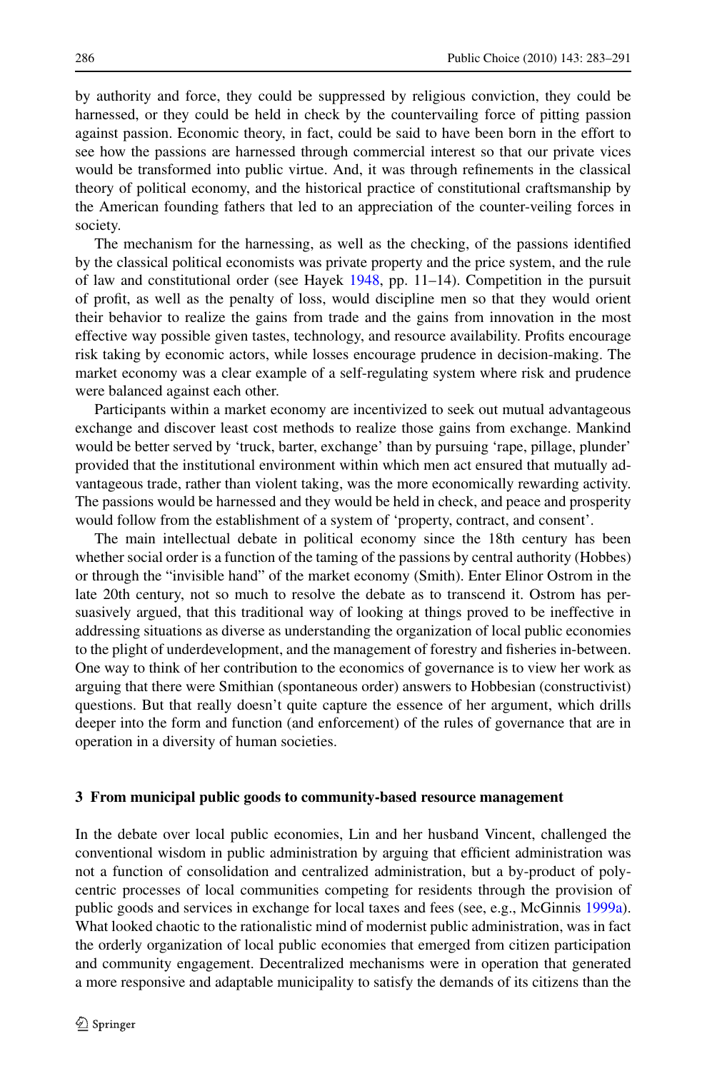by authority and force, they could be suppressed by religious conviction, they could be harnessed, or they could be held in check by the countervailing force of pitting passion against passion. Economic theory, in fact, could be said to have been born in the effort to see how the passions are harnessed through commercial interest so that our private vices would be transformed into public virtue. And, it was through refinements in the classical theory of political economy, and the historical practice of constitutional craftsmanship by the American founding fathers that led to an appreciation of the counter-veiling forces in society.

The mechanism for the harnessing, as well as the checking, of the passions identified by the classical political economists was private property and the price system, and the rule of law and constitutional order (see Hayek 1948, pp. 11–14). Competition in the pursuit of profit, as well as the penalty of loss, would discipline men so that they would orient their behavior to realize the gains from trade and the gains from innovation in the most effective way possible given tastes, technology, and resource availability. Profits encourage risk taking by economic actors, while losses encourage prudence in decision-making. The market economy was a clear example of a self-regulating system where risk and prudence were balanced against each other.

Participants within a market economy are incentivized to seek out mutual advantageous exchange and discover least cost methods to realize those gains from exchange. Mankind would be better served by 'truck, barter, exchange' than by pursuing 'rape, pillage, plunder' provided that the institutional environment within which men act ensured that mutually advantageous trade, rather than violent taking, was the more economically rewarding activity. The passions would be harnessed and they would be held in check, and peace and prosperity would follow from the establishment of a system of 'property, contract, and consent'.

The main intellectual debate in political economy since the 18th century has been whether social order is a function of the taming of the passions by central authority (Hobbes) or through the "invisible hand" of the market economy (Smith). Enter Elinor Ostrom in the late 20th century, not so much to resolve the debate as to transcend it. Ostrom has persuasively argued, that this traditional way of looking at things proved to be ineffective in addressing situations as diverse as understanding the organization of local public economies to the plight of underdevelopment, and the management of forestry and fisheries in-between. One way to think of her contribution to the economics of governance is to view her work as arguing that there were Smithian (spontaneous order) answers to Hobbesian (constructivist) questions. But that really doesn't quite capture the essence of her argument, which drills deeper into the form and function (and enforcement) of the rules of governance that are in operation in a diversity of human societies.

## 3 From municipal public goods to community-based resource management

In the debate over local public economies, Lin and her husband Vincent, challenged the conventional wisdom in public administration by arguing that efficient administration was not a function of consolidation and centralized administration, but a by-product of polycentric processes of local communities competing for residents through the provision of public goods and services in exchange for local taxes and fees (see, e.g., McGinnis 1999a). What looked chaotic to the rationalistic mind of modernist public administration, was in fact the orderly organization of local public economies that emerged from citizen participation and community engagement. Decentralized mechanisms were in operation that generated a more responsive and adaptable municipality to satisfy the demands of its citizens than the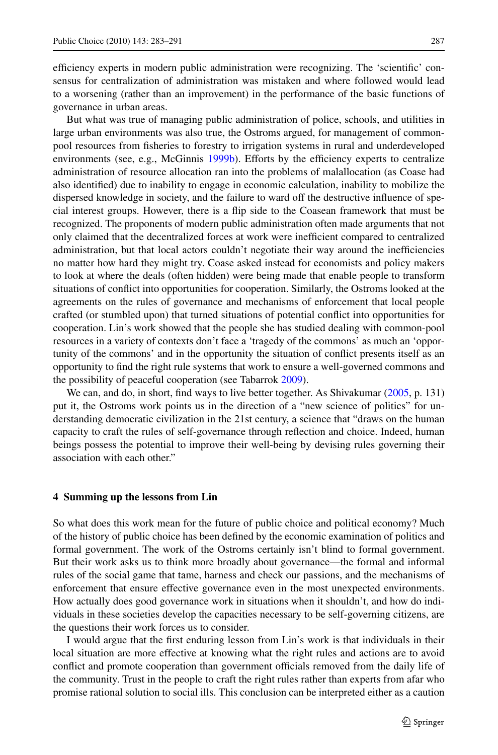efficiency experts in modern public administration were recognizing. The 'scientific' consensus for centralization of administration was mistaken and where followed would lead to a worsening (rather than an improvement) in the performance of the basic functions of governance in urban areas.

But what was true of managing public administration of police, schools, and utilities in large urban environments was also true, the Ostroms argued, for management of common-pool resources from fisheries to forestry to irrigation systems in rural and underdeveloped environments (see, e.g., McGinnis 1999b). Efforts by the efficiency experts to centralize administration of resource allocation ran into the problems of malallocation (as Coase had also identified) due to inability to engage in economic calculation, inability to mobilize the dispersed knowledge in society, and the failure to ward off the destructive influence of special interest groups. However, there is a flip side to the Coasean framework that must be recognized. The proponents of modern public administration often made arguments that not only claimed that the decentralized forces at work were inefficient compared to centralized administration, but that local actors couldn't negotiate their way around the inefficiencies no matter how hard they might try. Coase asked instead for economists and policy makers to look at where the deals (often hidden) were being made that enable people to transform situations of conflict into opportunities for cooperation. Similarly, the Ostroms looked at the agreements on the rules of governance and mechanisms of enforcement that local people crafted (or stumbled upon) that turned situations of potential conflict into opportunities for cooperation. Lin's work showed that the people she has studied dealing with common-pool resources in a variety of contexts don't face a 'tragedy of the commons' as much an 'opportunity of the commons' and in the opportunity the situation of conflict presents itself as an opportunity to find the right rule systems that work to ensure a well-governed commons and the possibility of peaceful cooperation (see Tabarrok 2009).

We can, and do, in short, find ways to live better together. As Shivakumar (2005, p. 131) put it, the Ostroms work points us in the direction of a "new science of politics" for understanding democratic civilization in the 21st century, a science that "draws on the human capacity to craft the rules of self-governance through reflection and choice. Indeed, human beings possess the potential to improve their well-being by devising rules governing their association with each other."

## 4 Summing up the lessons from Lin

So what does this work mean for the future of public choice and political economy? Much of the history of public choice has been defined by the economic examination of politics and formal government. The work of the Ostroms certainly isn't blind to formal government. But their work asks us to think more broadly about governance—the formal and informal rules of the social game that tame, harness and check our passions, and the mechanisms of enforcement that ensure effective governance even in the most unexpected environments. How actually does good governance work in situations when it shouldn't, and how do individuals in these societies develop the capacities necessary to be self-governing citizens, are the questions their work forces us to consider.

I would argue that the first enduring lesson from Lin's work is that individuals in their local situation are more effective at knowing what the right rules and actions are to avoid conflict and promote cooperation than government officials removed from the daily life of the community. Trust in the people to craft the right rules rather than experts from afar who promise rational solution to social ills. This conclusion can be interpreted either as a caution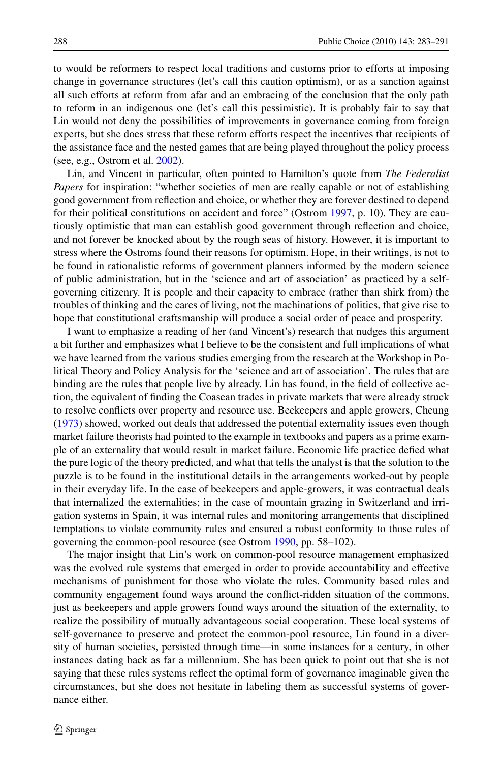to would be reformers to respect local traditions and customs prior to efforts at imposing change in governance structures (let's call this caution optimism), or as a sanction against all such efforts at reform from afar and an embracing of the conclusion that the only path to reform in an indigenous one (let's call this pessimistic). It is probably fair to say that Lin would not deny the possibilities of improvements in governance coming from foreign experts, but she does stress that these reform efforts respect the incentives that recipients of the assistance face and the nested games that are being played throughout the policy process (see, e.g., Ostrom et al. 2002).

Lin, and Vincent in particular, often pointed to Hamilton's quote from *The Federalist Papers* for inspiration: "whether societies of men are really capable or not of establishing good government from reflection and choice, or whether they are forever destined to depend for their political constitutions on accident and force" (Ostrom 1997, p. 10). They are cautiously optimistic that man can establish good government through reflection and choice, and not forever be knocked about by the rough seas of history. However, it is important to stress where the Ostroms found their reasons for optimism. Hope, in their writings, is not to be found in rationalistic reforms of government planners informed by the modern science of public administration, but in the 'science and art of association' as practiced by a self-governing citizenry. It is people and their capacity to embrace (rather than shirk from) the troubles of thinking and the cares of living, not the machinations of politics, that give rise to hope that constitutional craftsmanship will produce a social order of peace and prosperity.

I want to emphasize a reading of her (and Vincent's) research that nudges this argument a bit further and emphasizes what I believe to be the consistent and full implications of what we have learned from the various studies emerging from the research at the Workshop in Political Theory and Policy Analysis for the 'science and art of association'. The rules that are binding are the rules that people live by already. Lin has found, in the field of collective action, the equivalent of finding the Coasean trades in private markets that were already struck to resolve conflicts over property and resource use. Beekeepers and apple growers, Cheung (1973) showed, worked out deals that addressed the potential externality issues even though market failure theorists had pointed to the example in textbooks and papers as a prime example of an externality that would result in market failure. Economic life practice defied what the pure logic of the theory predicted, and what that tells the analyst is that the solution to the puzzle is to be found in the institutional details in the arrangements worked-out by people in their everyday life. In the case of beekeepers and apple-growers, it was contractual deals that internalized the externalities; in the case of mountain grazing in Switzerland and irrigation systems in Spain, it was internal rules and monitoring arrangements that disciplined temptations to violate community rules and ensured a robust conformity to those rules of governing the common-pool resource (see Ostrom 1990, pp. 58–102).

The major insight that Lin's work on common-pool resource management emphasized was the evolved rule systems that emerged in order to provide accountability and effective mechanisms of punishment for those who violate the rules. Community based rules and community engagement found ways around the conflict-ridden situation of the commons, just as beekeepers and apple growers found ways around the situation of the externality, to realize the possibility of mutually advantageous social cooperation. These local systems of self-governance to preserve and protect the common-pool resource, Lin found in a diversity of human societies, persisted through time—in some instances for a century, in other instances dating back as far a millennium. She has been quick to point out that she is not saying that these rules systems reflect the optimal form of governance imaginable given the circumstances, but she does not hesitate in labeling them as successful systems of governance either.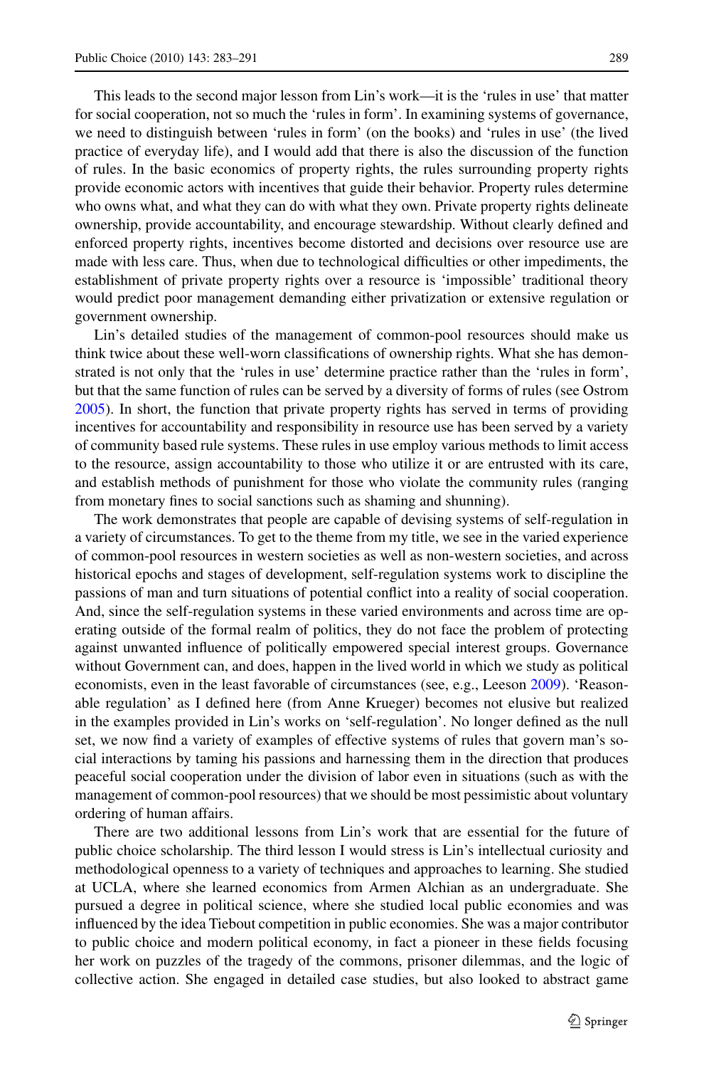This leads to the second major lesson from Lin's work—it is the 'rules in use' that matter for social cooperation, not so much the 'rules in form'. In examining systems of governance, we need to distinguish between 'rules in form' (on the books) and 'rules in use' (the lived practice of everyday life), and I would add that there is also the discussion of the function of rules. In the basic economics of property rights, the rules surrounding property rights provide economic actors with incentives that guide their behavior. Property rules determine who owns what, and what they can do with what they own. Private property rights delineate ownership, provide accountability, and encourage stewardship. Without clearly defined and enforced property rights, incentives become distorted and decisions over resource use are made with less care. Thus, when due to technological difficulties or other impediments, the establishment of private property rights over a resource is 'impossible' traditional theory would predict poor management demanding either privatization or extensive regulation or government ownership.

Lin's detailed studies of the management of common-pool resources should make us think twice about these well-worn classifications of ownership rights. What she has demonstrated is not only that the 'rules in use' determine practice rather than the 'rules in form', but that the same function of rules can be served by a diversity of forms of rules (see Ostrom 2005). In short, the function that private property rights has served in terms of providing incentives for accountability and responsibility in resource use has been served by a variety of community based rule systems. These rules in use employ various methods to limit access to the resource, assign accountability to those who utilize it or are entrusted with its care, and establish methods of punishment for those who violate the community rules (ranging from monetary fines to social sanctions such as shaming and shunning).

The work demonstrates that people are capable of devising systems of self-regulation in a variety of circumstances. To get to the theme from my title, we see in the varied experience of common-pool resources in western societies as well as non-western societies, and across historical epochs and stages of development, self-regulation systems work to discipline the passions of man and turn situations of potential conflict into a reality of social cooperation. And, since the self-regulation systems in these varied environments and across time are operating outside of the formal realm of politics, they do not face the problem of protecting against unwanted influence of politically empowered special interest groups. Governance without Government can, and does, happen in the lived world in which we study as political economists, even in the least favorable of circumstances (see, e.g., Leeson 2009). 'Reasonable regulation' as I defined here (from Anne Krueger) becomes not elusive but realized in the examples provided in Lin's works on 'self-regulation'. No longer defined as the null set, we now find a variety of examples of effective systems of rules that govern man's social interactions by taming his passions and harnessing them in the direction that produces peaceful social cooperation under the division of labor even in situations (such as with the management of common-pool resources) that we should be most pessimistic about voluntary ordering of human affairs.

There are two additional lessons from Lin's work that are essential for the future of public choice scholarship. The third lesson I would stress is Lin's intellectual curiosity and methodological openness to a variety of techniques and approaches to learning. She studied at UCLA, where she learned economics from Armen Alchian as an undergraduate. She pursued a degree in political science, where she studied local public economies and was influenced by the idea Tiebout competition in public economies. She was a major contributor to public choice and modern political economy, in fact a pioneer in these fields focusing her work on puzzles of the tragedy of the commons, prisoner dilemmas, and the logic of collective action. She engaged in detailed case studies, but also looked to abstract game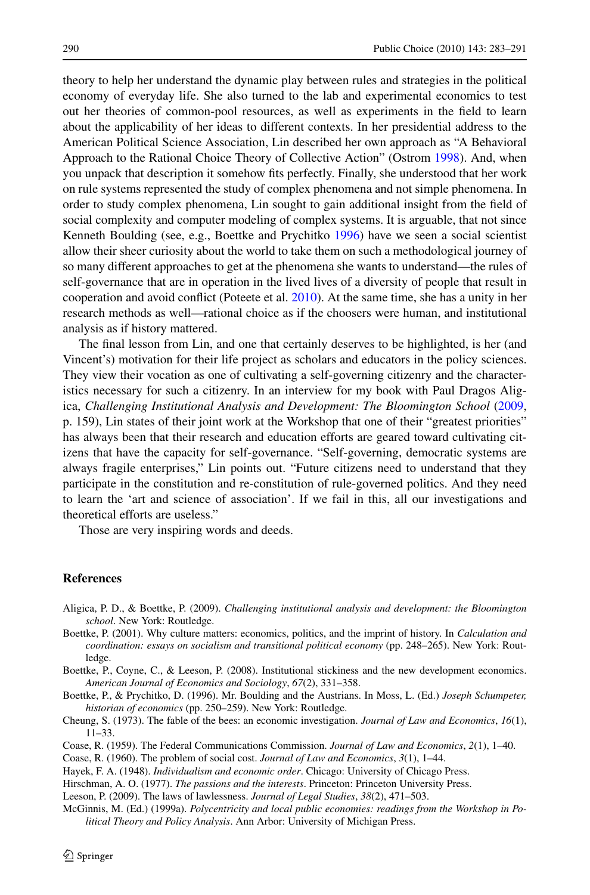theory to help her understand the dynamic play between rules and strategies in the political economy of everyday life. She also turned to the lab and experimental economics to test out her theories of common-pool resources, as well as experiments in the field to learn about the applicability of her ideas to different contexts. In her presidential address to the American Political Science Association, Lin described her own approach as "A Behavioral Approach to the Rational Choice Theory of Collective Action" (Ostrom 1998). And, when you unpack that description it somehow fits perfectly. Finally, she understood that her work on rule systems represented the study of complex phenomena and not simple phenomena. In order to study complex phenomena, Lin sought to gain additional insight from the field of social complexity and computer modeling of complex systems. It is arguable, that not since Kenneth Boulding (see, e.g., Boettke and Prychitko 1996) have we seen a social scientist allow their sheer curiosity about the world to take them on such a methodological journey of so many different approaches to get at the phenomena she wants to understand—the rules of self-governance that are in operation in the lived lives of a diversity of people that result in cooperation and avoid conflict (Poteete et al. 2010). At the same time, she has a unity in her research methods as well—rational choice as if the choosers were human, and institutional analysis as if history mattered.

The final lesson from Lin, and one that certainly deserves to be highlighted, is her (and Vincent's) motivation for their life project as scholars and educators in the policy sciences. They view their vocation as one of cultivating a self-governing citizenry and the characteristics necessary for such a citizenry. In an interview for my book with Paul Dragos Aligica, *Challenging Institutional Analysis and Development: The Bloomington School* (2009, p. 159), Lin states of their joint work at the Workshop that one of their "greatest priorities" has always been that their research and education efforts are geared toward cultivating citizens that have the capacity for self-governance. "Self-governing, democratic systems are always fragile enterprises," Lin points out. "Future citizens need to understand that they participate in the constitution and re-constitution of rule-governed politics. And they need to learn the 'art and science of association'. If we fail in this, all our investigations and theoretical efforts are useless."

Those are very inspiring words and deeds.

## References

Aligica, P. D., & Boettke, P. (2009). *Challenging institutional analysis and development: the Bloomington school*. New York: Routledge.

Boettke, P. (2001). Why culture matters: economics, politics, and the imprint of history. In *Calculation and coordination: essays on socialism and transitional political economy* (pp. 248–265). New York: Routledge.

Boettke, P., Coyne, C., & Leeson, P. (2008). Institutional stickiness and the new development economics. *American Journal of Economics and Sociology*, *67*(2), 331–358.

Boettke, P., & Prychitko, D. (1996). Mr. Boulding and the Austrians. In Moss, L. (Ed.) *Joseph Schumpeter, historian of economics* (pp. 250–259). New York: Routledge.

Cheung, S. (1973). The fable of the bees: an economic investigation. *Journal of Law and Economics*, *16*(1), 11–33.

Coase, R. (1959). The Federal Communications Commission. *Journal of Law and Economics*, *2*(1), 1–40.

Coase, R. (1960). The problem of social cost. *Journal of Law and Economics*, *3*(1), 1–44.

Hayek, F. A. (1948). *Individualism and economic order*. Chicago: University of Chicago Press.

Hirschman, A. O. (1977). *The passions and the interests*. Princeton: Princeton University Press.

Leeson, P. (2009). The laws of lawlessness. *Journal of Legal Studies*, *38*(2), 471–503.

McGinnis, M. (Ed.) (1999a). *Polycentricity and local public economies: readings from the Workshop in Political Theory and Policy Analysis*. Ann Arbor: University of Michigan Press.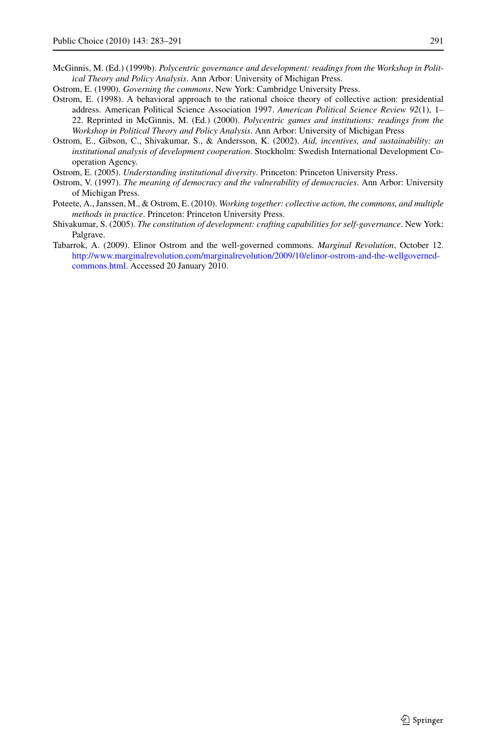McGinnis, M. (Ed.) (1999b). *Polycentric governance and development: readings from the Workshop in Political Theory and Policy Analysis*. Ann Arbor: University of Michigan Press.

Ostrom, E. (1990). *Governing the commons*. New York: Cambridge University Press.

Ostrom, E. (1998). A behavioral approach to the rational choice theory of collective action: presidential address. American Political Science Association 1997. *American Political Science Review 92*(1), 1–22. Reprinted in McGinnis, M. (Ed.) (2000). *Polycentric games and institutions: readings from the Workshop in Political Theory and Policy Analysis*. Ann Arbor: University of Michigan Press

Ostrom, E., Gibson, C., Shivakumar, S., & Andersson, K. (2002). *Aid, incentives, and sustainability: an institutional analysis of development cooperation*. Stockholm: Swedish International Development Cooperation Agency.

Ostrom, E. (2005). *Understanding institutional diversity*. Princeton: Princeton University Press.

Ostrom, V. (1997). *The meaning of democracy and the vulnerability of democracies*. Ann Arbor: University of Michigan Press.

Poteete, A., Janssen, M., & Ostrom, E. (2010). *Working together: collective action, the commons, and multiple methods in practice*. Princeton: Princeton University Press.

Shivakumar, S. (2005). *The constitution of development: crafting capabilities for self-governance*. New York: Palgrave.

Tabarrok, A. (2009). Elinor Ostrom and the well-governed commons. *Marginal Revolution*, October 12. http://www.marginalrevolution.com/marginalrevolution/2009/10/elinor-ostrom-and-the-wellgoverned-commons.html. Accessed 20 January 2010.